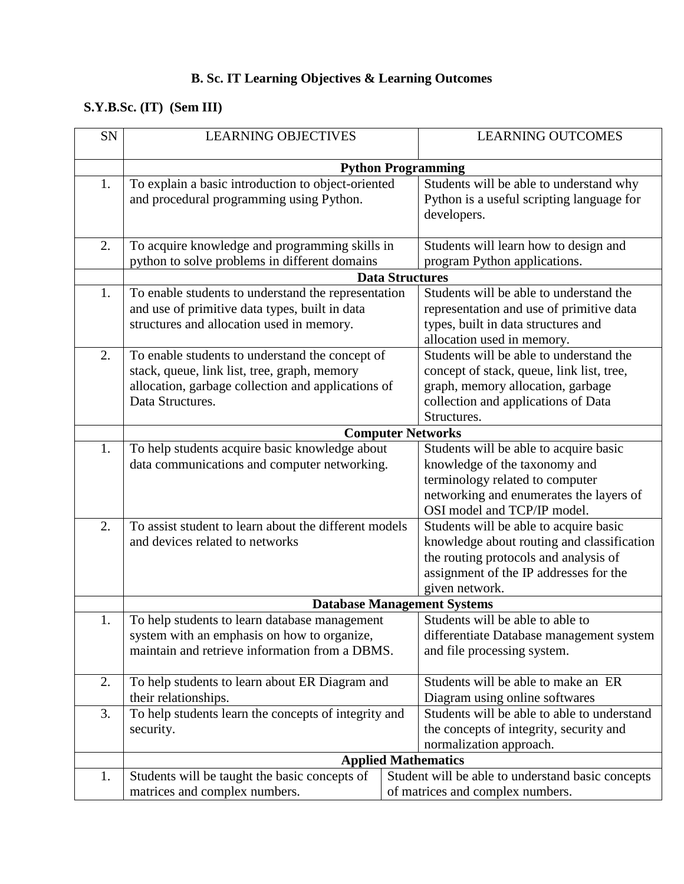# B. Sc. IT Learning Objectives & Learning Outcomes

## S.Y.B.Sc. (IT) (Sem III)

| SN | LEARNING OBJECTIVES | LEARNING OUTCOMES |
|---|---|---|
| | **Python Programming** | |
| 1. | To explain a basic introduction to object-oriented and procedural programming using Python. | Students will be able to understand why Python is a useful scripting language for developers. |
| 2. | To acquire knowledge and programming skills in python to solve problems in different domains | Students will learn how to design and program Python applications. |
| | **Data Structures** | |
| 1. | To enable students to understand the representation and use of primitive data types, built in data structures and allocation used in memory. | Students will be able to understand the representation and use of primitive data types, built in data structures and allocation used in memory. |
| 2. | To enable students to understand the concept of stack, queue, link list, tree, graph, memory allocation, garbage collection and applications of Data Structures. | Students will be able to understand the concept of stack, queue, link list, tree, graph, memory allocation, garbage collection and applications of Data Structures. |
| | **Computer Networks** | |
| 1. | To help students acquire basic knowledge about data communications and computer networking. | Students will be able to acquire basic knowledge of the taxonomy and terminology related to computer networking and enumerates the layers of OSI model and TCP/IP model. |
| 2. | To assist student to learn about the different models and devices related to networks | Students will be able to acquire basic knowledge about routing and classification the routing protocols and analysis of assignment of the IP addresses for the given network. |
| | **Database Management Systems** | |
| 1. | To help students to learn database management system with an emphasis on how to organize, maintain and retrieve information from a DBMS. | Students will be able to able to differentiate Database management system and file processing system. |
| 2. | To help students to learn about ER Diagram and their relationships. | Students will be able to make an ER Diagram using online softwares |
| 3. | To help students learn the concepts of integrity and security. | Students will be able to able to understand the concepts of integrity, security and normalization approach. |
| | **Applied Mathematics** | |
| 1. | Students will be taught the basic concepts of matrices and complex numbers. | Student will be able to understand basic concepts of matrices and complex numbers. |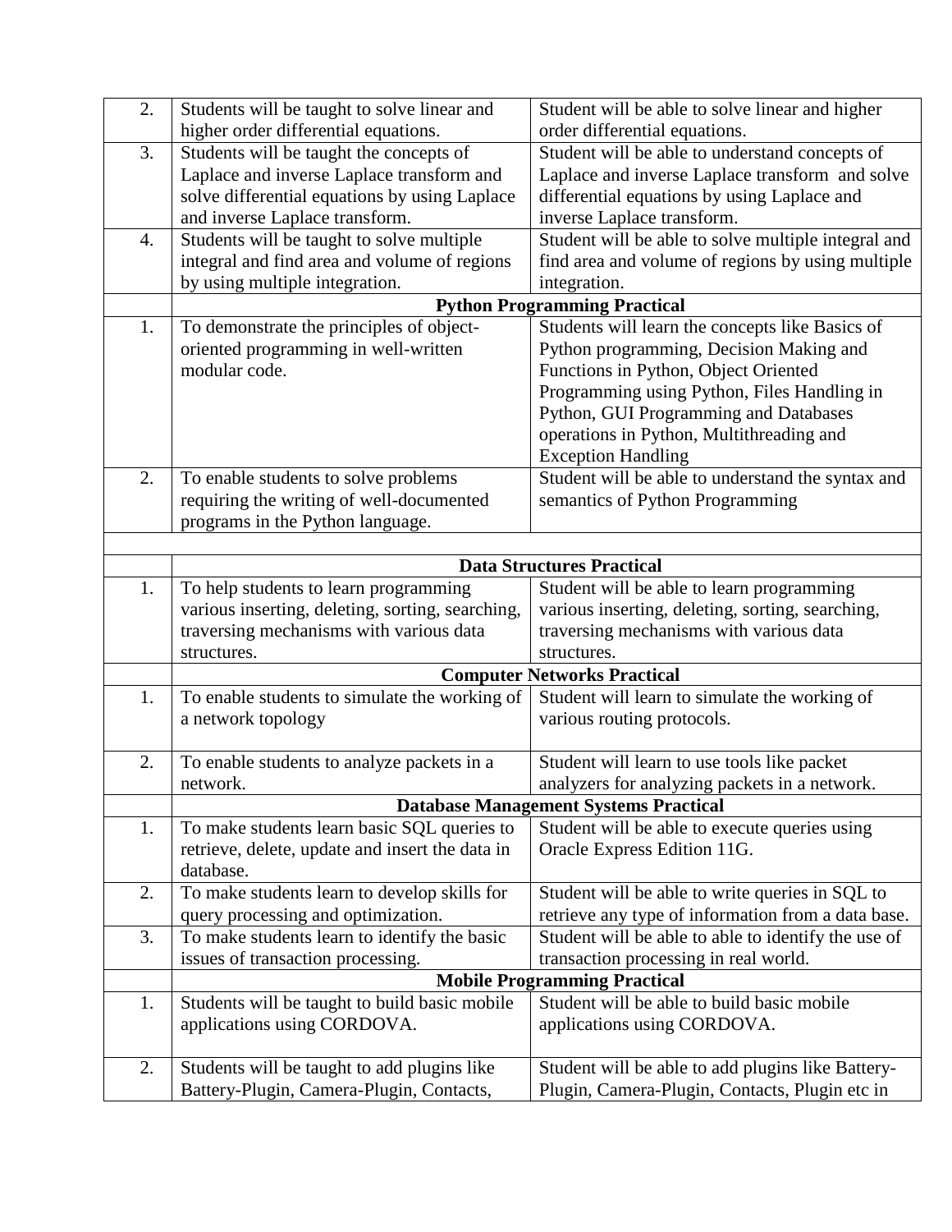| | | |
|---|---|---|
| 2. | Students will be taught to solve linear and higher order differential equations. | Student will be able to solve linear and higher order differential equations. |
| 3. | Students will be taught the concepts of Laplace and inverse Laplace transform and solve differential equations by using Laplace and inverse Laplace transform. | Student will be able to understand concepts of Laplace and inverse Laplace transform and solve differential equations by using Laplace and inverse Laplace transform. |
| 4. | Students will be taught to solve multiple integral and find area and volume of regions by using multiple integration. | Student will be able to solve multiple integral and find area and volume of regions by using multiple integration. |
| | **Python Programming Practical** | |
| 1. | To demonstrate the principles of object-oriented programming in well-written modular code. | Students will learn the concepts like Basics of Python programming, Decision Making and Functions in Python, Object Oriented Programming using Python, Files Handling in Python, GUI Programming and Databases operations in Python, Multithreading and Exception Handling |
| 2. | To enable students to solve problems requiring the writing of well-documented programs in the Python language. | Student will be able to understand the syntax and semantics of Python Programming |
| | | |
| | **Data Structures Practical** | |
| 1. | To help students to learn programming various inserting, deleting, sorting, searching, traversing mechanisms with various data structures. | Student will be able to learn programming various inserting, deleting, sorting, searching, traversing mechanisms with various data structures. |
| | **Computer Networks Practical** | |
| 1. | To enable students to simulate the working of a network topology | Student will learn to simulate the working of various routing protocols. |
| 2. | To enable students to analyze packets in a network. | Student will learn to use tools like packet analyzers for analyzing packets in a network. |
| | **Database Management Systems Practical** | |
| 1. | To make students learn basic SQL queries to retrieve, delete, update and insert the data in database. | Student will be able to execute queries using Oracle Express Edition 11G. |
| 2. | To make students learn to develop skills for query processing and optimization. | Student will be able to write queries in SQL to retrieve any type of information from a data base. |
| 3. | To make students learn to identify the basic issues of transaction processing. | Student will be able to able to identify the use of transaction processing in real world. |
| | **Mobile Programming Practical** | |
| 1. | Students will be taught to build basic mobile applications using CORDOVA. | Student will be able to build basic mobile applications using CORDOVA. |
| 2. | Students will be taught to add plugins like Battery-Plugin, Camera-Plugin, Contacts, | Student will be able to add plugins like Battery-Plugin, Camera-Plugin, Contacts, Plugin etc in |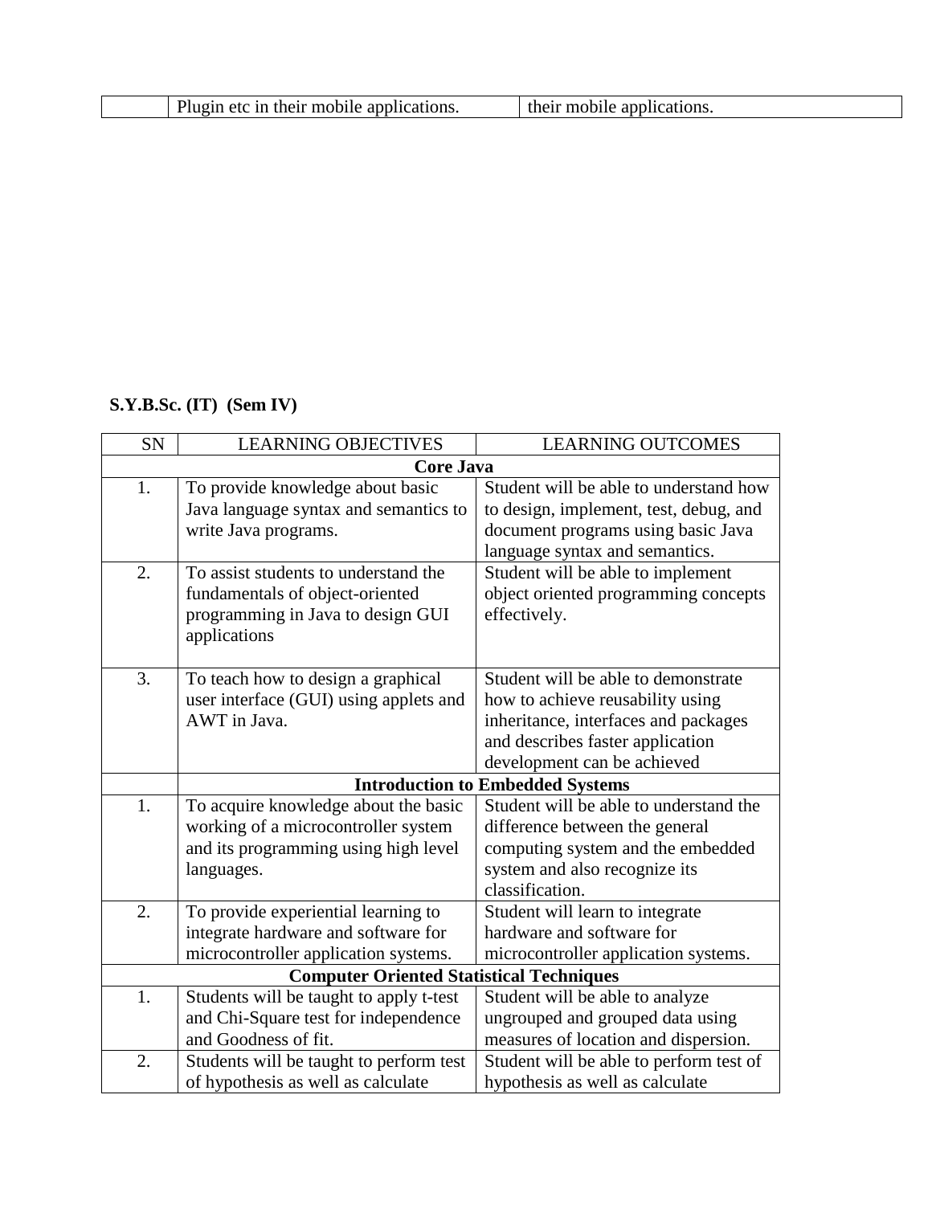| | Plugin etc in their mobile applications. | their mobile applications. |
|---|---|---|

**S.Y.B.Sc. (IT) (Sem IV)**

| SN | LEARNING OBJECTIVES | LEARNING OUTCOMES |
|---|---|---|
| **Core Java** | | |
| 1. | To provide knowledge about basic Java language syntax and semantics to write Java programs. | Student will be able to understand how to design, implement, test, debug, and document programs using basic Java language syntax and semantics. |
| 2. | To assist students to understand the fundamentals of object-oriented programming in Java to design GUI applications | Student will be able to implement object oriented programming concepts effectively. |
| 3. | To teach how to design a graphical user interface (GUI) using applets and AWT in Java. | Student will be able to demonstrate how to achieve reusability using inheritance, interfaces and packages and describes faster application development can be achieved |
| | **Introduction to Embedded Systems** | |
| 1. | To acquire knowledge about the basic working of a microcontroller system and its programming using high level languages. | Student will be able to understand the difference between the general computing system and the embedded system and also recognize its classification. |
| 2. | To provide experiential learning to integrate hardware and software for microcontroller application systems. | Student will learn to integrate hardware and software for microcontroller application systems. |
| **Computer Oriented Statistical Techniques** | | |
| 1. | Students will be taught to apply t-test and Chi-Square test for independence and Goodness of fit. | Student will be able to analyze ungrouped and grouped data using measures of location and dispersion. |
| 2. | Students will be taught to perform test of hypothesis as well as calculate | Student will be able to perform test of hypothesis as well as calculate |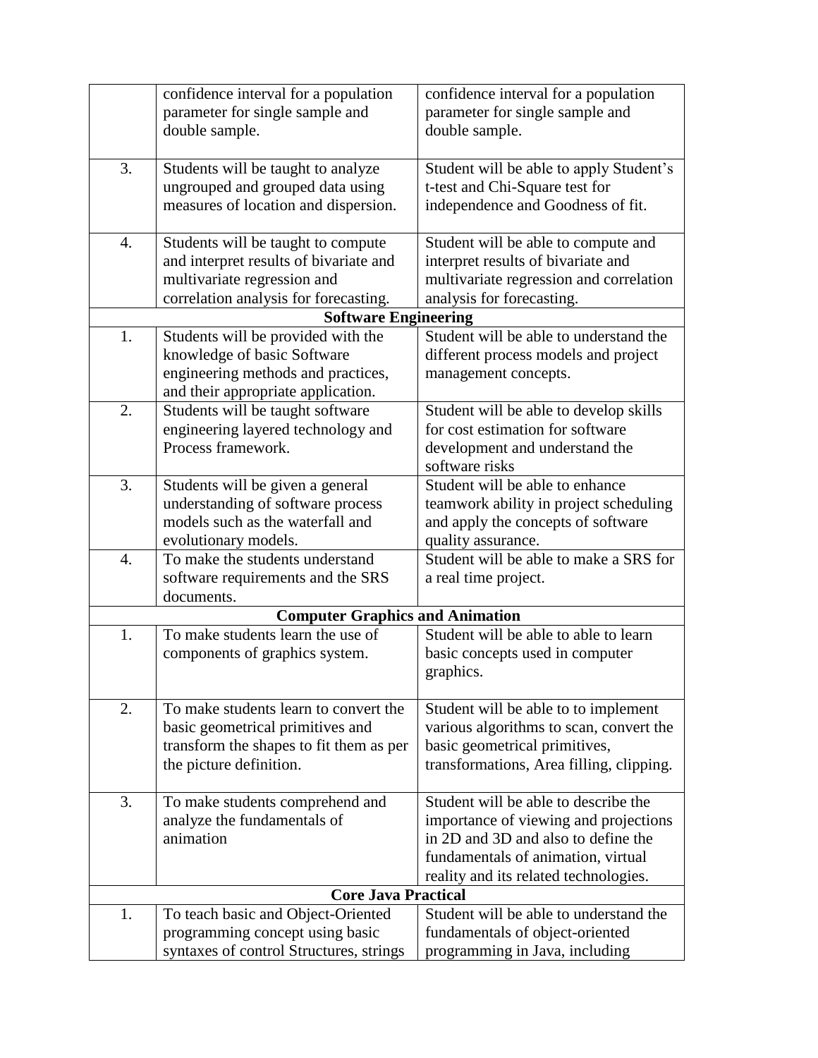| | | |
|---|---|---|
| | confidence interval for a population parameter for single sample and double sample. | confidence interval for a population parameter for single sample and double sample. |
| 3. | Students will be taught to analyze ungrouped and grouped data using measures of location and dispersion. | Student will be able to apply Student's t-test and Chi-Square test for independence and Goodness of fit. |
| 4. | Students will be taught to compute and interpret results of bivariate and multivariate regression and correlation analysis for forecasting. | Student will be able to compute and interpret results of bivariate and multivariate regression and correlation analysis for forecasting. |
| | **Software Engineering** | |
| 1. | Students will be provided with the knowledge of basic Software engineering methods and practices, and their appropriate application. | Student will be able to understand the different process models and project management concepts. |
| 2. | Students will be taught software engineering layered technology and Process framework. | Student will be able to develop skills for cost estimation for software development and understand the software risks |
| 3. | Students will be given a general understanding of software process models such as the waterfall and evolutionary models. | Student will be able to enhance teamwork ability in project scheduling and apply the concepts of software quality assurance. |
| 4. | To make the students understand software requirements and the SRS documents. | Student will be able to make a SRS for a real time project. |
| | **Computer Graphics and Animation** | |
| 1. | To make students learn the use of components of graphics system. | Student will be able to able to learn basic concepts used in computer graphics. |
| 2. | To make students learn to convert the basic geometrical primitives and transform the shapes to fit them as per the picture definition. | Student will be able to to implement various algorithms to scan, convert the basic geometrical primitives, transformations, Area filling, clipping. |
| 3. | To make students comprehend and analyze the fundamentals of animation | Student will be able to describe the importance of viewing and projections in 2D and 3D and also to define the fundamentals of animation, virtual reality and its related technologies. |
| | **Core Java Practical** | |
| 1. | To teach basic and Object-Oriented programming concept using basic syntaxes of control Structures, strings | Student will be able to understand the fundamentals of object-oriented programming in Java, including |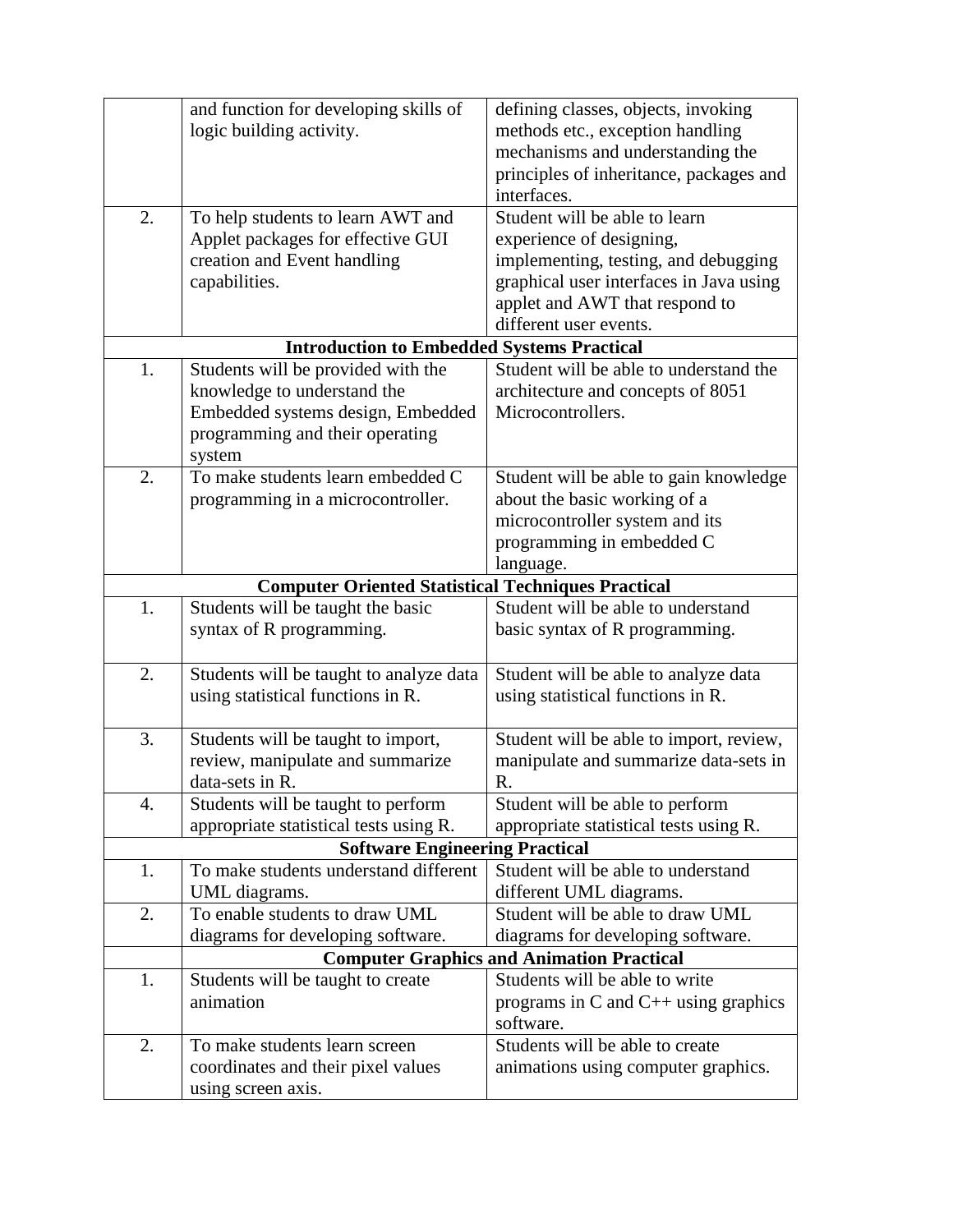| | | |
|---|---|---|
| | and function for developing skills of logic building activity. | defining classes, objects, invoking methods etc., exception handling mechanisms and understanding the principles of inheritance, packages and interfaces. |
| 2. | To help students to learn AWT and Applet packages for effective GUI creation and Event handling capabilities. | Student will be able to learn experience of designing, implementing, testing, and debugging graphical user interfaces in Java using applet and AWT that respond to different user events. |
| **Introduction to Embedded Systems Practical** | | |
| 1. | Students will be provided with the knowledge to understand the Embedded systems design, Embedded programming and their operating system | Student will be able to understand the architecture and concepts of 8051 Microcontrollers. |
| 2. | To make students learn embedded C programming in a microcontroller. | Student will be able to gain knowledge about the basic working of a microcontroller system and its programming in embedded C language. |
| **Computer Oriented Statistical Techniques Practical** | | |
| 1. | Students will be taught the basic syntax of R programming. | Student will be able to understand basic syntax of R programming. |
| 2. | Students will be taught to analyze data using statistical functions in R. | Student will be able to analyze data using statistical functions in R. |
| 3. | Students will be taught to import, review, manipulate and summarize data-sets in R. | Student will be able to import, review, manipulate and summarize data-sets in R. |
| 4. | Students will be taught to perform appropriate statistical tests using R. | Student will be able to perform appropriate statistical tests using R. |
| **Software Engineering Practical** | | |
| 1. | To make students understand different UML diagrams. | Student will be able to understand different UML diagrams. |
| 2. | To enable students to draw UML diagrams for developing software. | Student will be able to draw UML diagrams for developing software. |
| | **Computer Graphics and Animation Practical** | |
| 1. | Students will be taught to create animation | Students will be able to write programs in C and C++ using graphics software. |
| 2. | To make students learn screen coordinates and their pixel values using screen axis. | Students will be able to create animations using computer graphics. |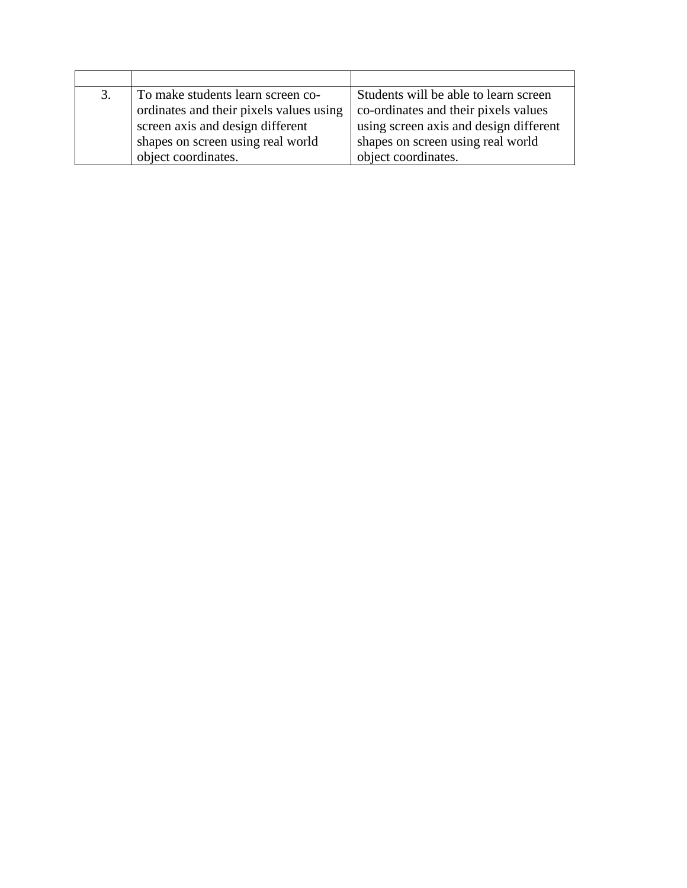| | | |
|---|---|---|
| 3. | To make students learn screen co-ordinates and their pixels values using screen axis and design different shapes on screen using real world object coordinates. | Students will be able to learn screen co-ordinates and their pixels values using screen axis and design different shapes on screen using real world object coordinates. |